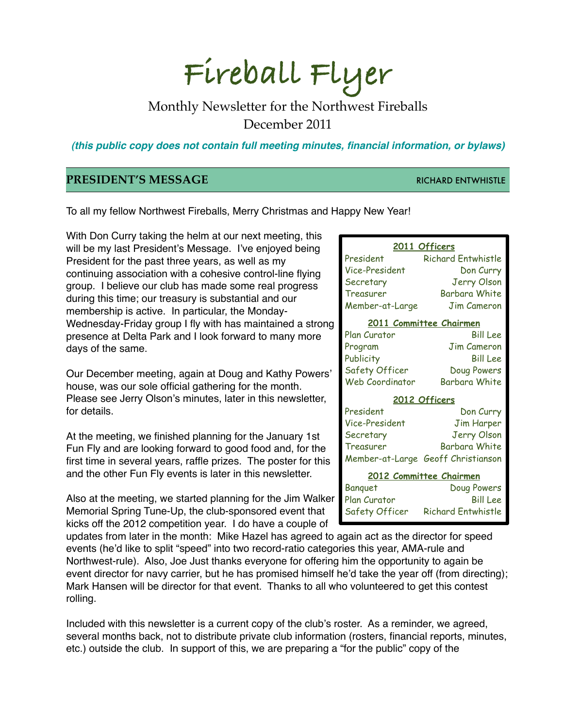# Fireball Flyer

Monthly Newsletter for the Northwest Fireballs
December 2011

***(this public copy does not contain full meeting minutes, financial information, or bylaws)***

## PRESIDENT'S MESSAGE

RICHARD ENTWHISTLE

To all my fellow Northwest Fireballs, Merry Christmas and Happy New Year!

With Don Curry taking the helm at our next meeting, this will be my last President's Message. I've enjoyed being President for the past three years, as well as my continuing association with a cohesive control-line flying group. I believe our club has made some real progress during this time; our treasury is substantial and our membership is active. In particular, the Monday-Wednesday-Friday group I fly with has maintained a strong presence at Delta Park and I look forward to many more days of the same.

Our December meeting, again at Doug and Kathy Powers' house, was our sole official gathering for the month. Please see Jerry Olson's minutes, later in this newsletter, for details.

At the meeting, we finished planning for the January 1st Fun Fly and are looking forward to good food and, for the first time in several years, raffle prizes. The poster for this and the other Fun Fly events is later in this newsletter.

Also at the meeting, we started planning for the Jim Walker Memorial Spring Tune-Up, the club-sponsored event that kicks off the 2012 competition year. I do have a couple of updates from later in the month: Mike Hazel has agreed to again act as the director for speed events (he'd like to split "speed" into two record-ratio categories this year, AMA-rule and Northwest-rule). Also, Joe Just thanks everyone for offering him the opportunity to again be event director for navy carrier, but he has promised himself he'd take the year off (from directing); Mark Hansen will be director for that event. Thanks to all who volunteered to get this contest rolling.

Included with this newsletter is a current copy of the club's roster. As a reminder, we agreed, several months back, not to distribute private club information (rosters, financial reports, minutes, etc.) outside the club. In support of this, we are preparing a "for the public" copy of the

**2011 Officers**

| | |
|---|---|
| President | Richard Entwhistle |
| Vice-President | Don Curry |
| Secretary | Jerry Olson |
| Treasurer | Barbara White |
| Member-at-Large | Jim Cameron |

**2011 Committee Chairmen**

| | |
|---|---|
| Plan Curator | Bill Lee |
| Program | Jim Cameron |
| Publicity | Bill Lee |
| Safety Officer | Doug Powers |
| Web Coordinator | Barbara White |

**2012 Officers**

| | |
|---|---|
| President | Don Curry |
| Vice-President | Jim Harper |
| Secretary | Jerry Olson |
| Treasurer | Barbara White |
| Member-at-Large | Geoff Christianson |

**2012 Committee Chairmen**

| | |
|---|---|
| Banquet | Doug Powers |
| Plan Curator | Bill Lee |
| Safety Officer | Richard Entwhistle |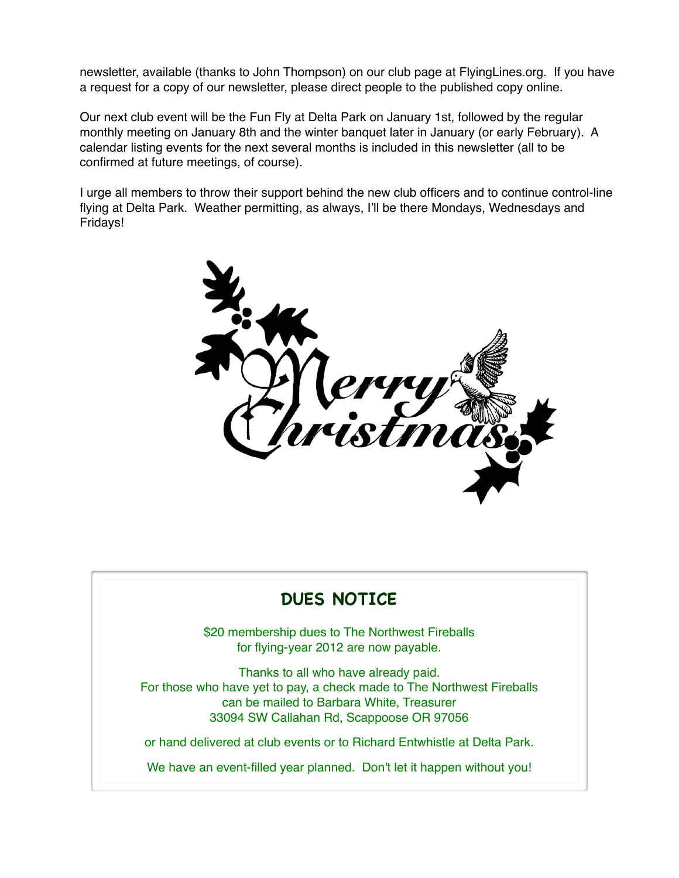newsletter, available (thanks to John Thompson) on our club page at FlyingLines.org. If you have a request for a copy of our newsletter, please direct people to the published copy online.

Our next club event will be the Fun Fly at Delta Park on January 1st, followed by the regular monthly meeting on January 8th and the winter banquet later in January (or early February). A calendar listing events for the next several months is included in this newsletter (all to be confirmed at future meetings, of course).

I urge all members to throw their support behind the new club officers and to continue control-line flying at Delta Park. Weather permitting, as always, I'll be there Mondays, Wednesdays and Fridays!

Merry Christmas

## DUES NOTICE

$20 membership dues to The Northwest Fireballs for flying-year 2012 are now payable.

Thanks to all who have already paid. For those who have yet to pay, a check made to The Northwest Fireballs can be mailed to Barbara White, Treasurer
33094 SW Callahan Rd, Scappoose OR 97056

or hand delivered at club events or to Richard Entwhistle at Delta Park.

We have an event-filled year planned. Don't let it happen without you!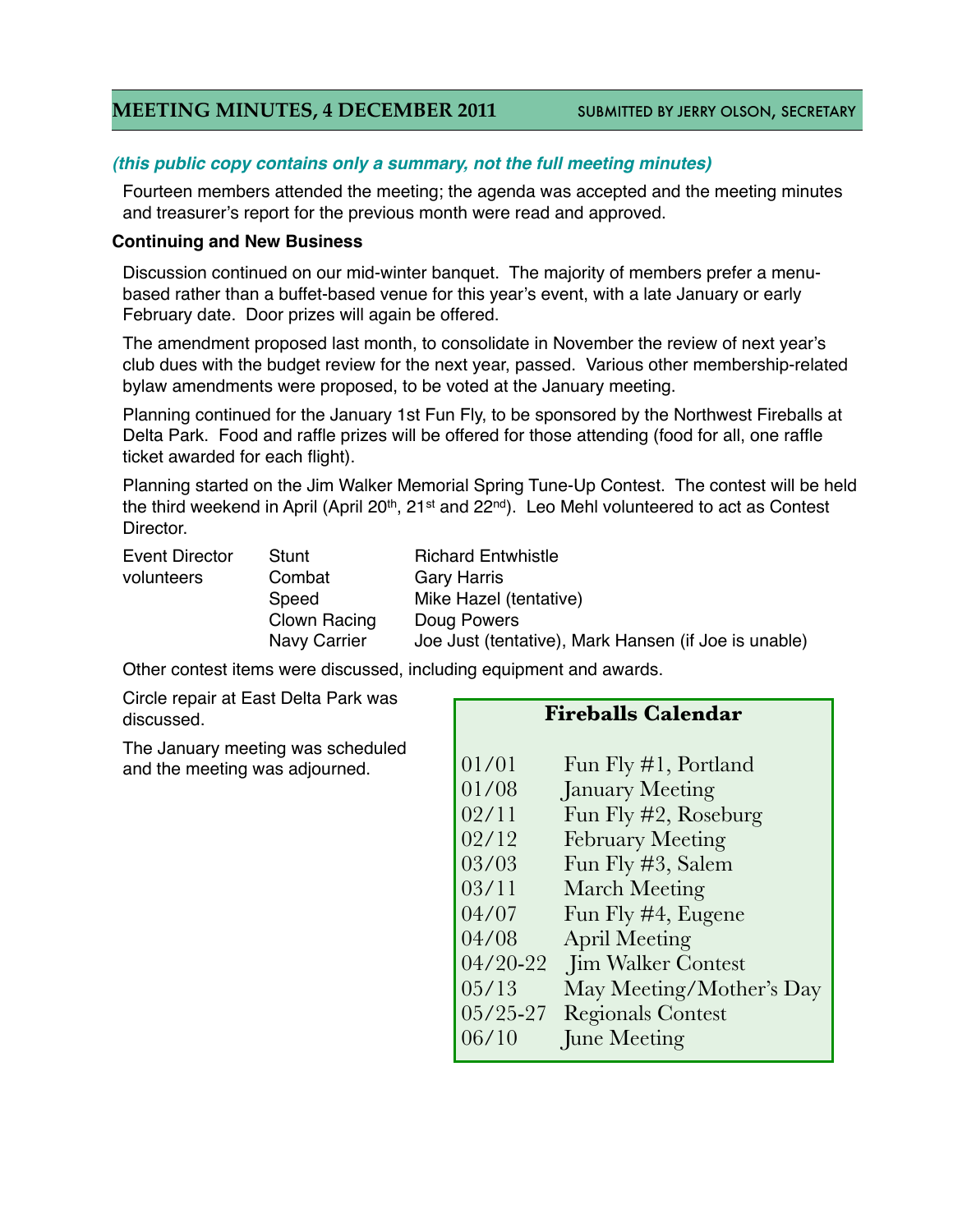## MEETING MINUTES, 4 DECEMBER 2011

SUBMITTED BY JERRY OLSON, SECRETARY

***(this public copy contains only a summary, not the full meeting minutes)***

Fourteen members attended the meeting; the agenda was accepted and the meeting minutes and treasurer's report for the previous month were read and approved.

**Continuing and New Business**

Discussion continued on our mid-winter banquet. The majority of members prefer a menu-based rather than a buffet-based venue for this year's event, with a late January or early February date. Door prizes will again be offered.

The amendment proposed last month, to consolidate in November the review of next year's club dues with the budget review for the next year, passed. Various other membership-related bylaw amendments were proposed, to be voted at the January meeting.

Planning continued for the January 1st Fun Fly, to be sponsored by the Northwest Fireballs at Delta Park. Food and raffle prizes will be offered for those attending (food for all, one raffle ticket awarded for each flight).

Planning started on the Jim Walker Memorial Spring Tune-Up Contest. The contest will be held the third weekend in April (April 20th, 21st and 22nd). Leo Mehl volunteered to act as Contest Director.

| Event Director volunteers | Stunt | Richard Entwhistle |
|---|---|---|
| | Combat | Gary Harris |
| | Speed | Mike Hazel (tentative) |
| | Clown Racing | Doug Powers |
| | Navy Carrier | Joe Just (tentative), Mark Hansen (if Joe is unable) |

Other contest items were discussed, including equipment and awards.

Circle repair at East Delta Park was discussed.

The January meeting was scheduled and the meeting was adjourned.

**Fireballs Calendar**

| | |
|---|---|
| 01/01 | Fun Fly #1, Portland |
| 01/08 | January Meeting |
| 02/11 | Fun Fly #2, Roseburg |
| 02/12 | February Meeting |
| 03/03 | Fun Fly #3, Salem |
| 03/11 | March Meeting |
| 04/07 | Fun Fly #4, Eugene |
| 04/08 | April Meeting |
| 04/20-22 | Jim Walker Contest |
| 05/13 | May Meeting/Mother's Day |
| 05/25-27 | Regionals Contest |
| 06/10 | June Meeting |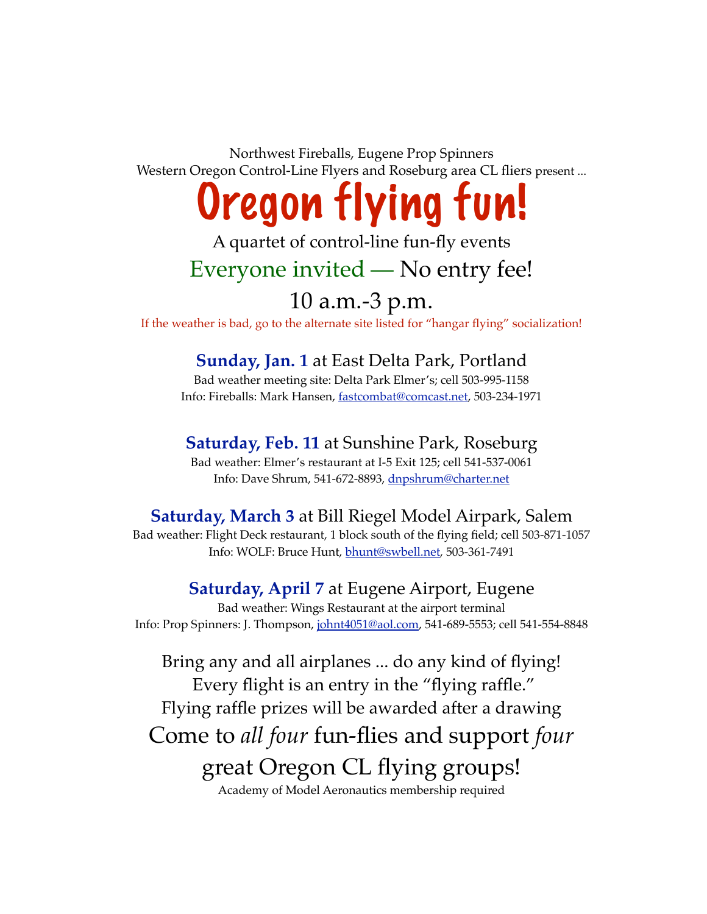Northwest Fireballs, Eugene Prop Spinners
Western Oregon Control-Line Flyers and Roseburg area CL fliers present ...

# Oregon flying fun!

A quartet of control-line fun-fly events

Everyone invited — No entry fee!

10 a.m.-3 p.m.

If the weather is bad, go to the alternate site listed for "hangar flying" socialization!

**Sunday, Jan. 1** at East Delta Park, Portland
Bad weather meeting site: Delta Park Elmer's; cell 503-995-1158
Info: Fireballs: Mark Hansen, fastcombat@comcast.net, 503-234-1971

**Saturday, Feb. 11** at Sunshine Park, Roseburg
Bad weather: Elmer's restaurant at I-5 Exit 125; cell 541-537-0061
Info: Dave Shrum, 541-672-8893, dnpshrum@charter.net

**Saturday, March 3** at Bill Riegel Model Airpark, Salem
Bad weather: Flight Deck restaurant, 1 block south of the flying field; cell 503-871-1057
Info: WOLF: Bruce Hunt, bhunt@swbell.net, 503-361-7491

**Saturday, April 7** at Eugene Airport, Eugene
Bad weather: Wings Restaurant at the airport terminal
Info: Prop Spinners: J. Thompson, johnt4051@aol.com, 541-689-5553; cell 541-554-8848

Bring any and all airplanes ... do any kind of flying!
Every flight is an entry in the "flying raffle."
Flying raffle prizes will be awarded after a drawing

Come to *all four* fun-flies and support *four* great Oregon CL flying groups!

Academy of Model Aeronautics membership required